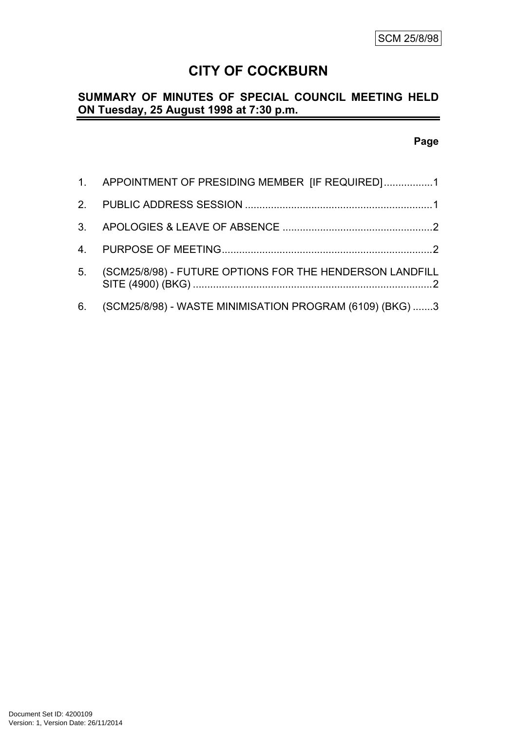SCM 25/8/98

# CITY OF COCKBURN

## SUMMARY OF MINUTES OF SPECIAL COUNCIL MEETING HELD ON Tuesday, 25 August 1998 at 7:30 p.m.

**Page**

1. APPOINTMENT OF PRESIDING MEMBER [IF REQUIRED].................1
2. PUBLIC ADDRESS SESSION .................................................................1
3. APOLOGIES & LEAVE OF ABSENCE ....................................................2
4. PURPOSE OF MEETING.........................................................................2
5. (SCM25/8/98) - FUTURE OPTIONS FOR THE HENDERSON LANDFILL SITE (4900) (BKG) ...................................................................................2
6. (SCM25/8/98) - WASTE MINIMISATION PROGRAM (6109) (BKG) .......3

Document Set ID: 4200109
Version: 1, Version Date: 26/11/2014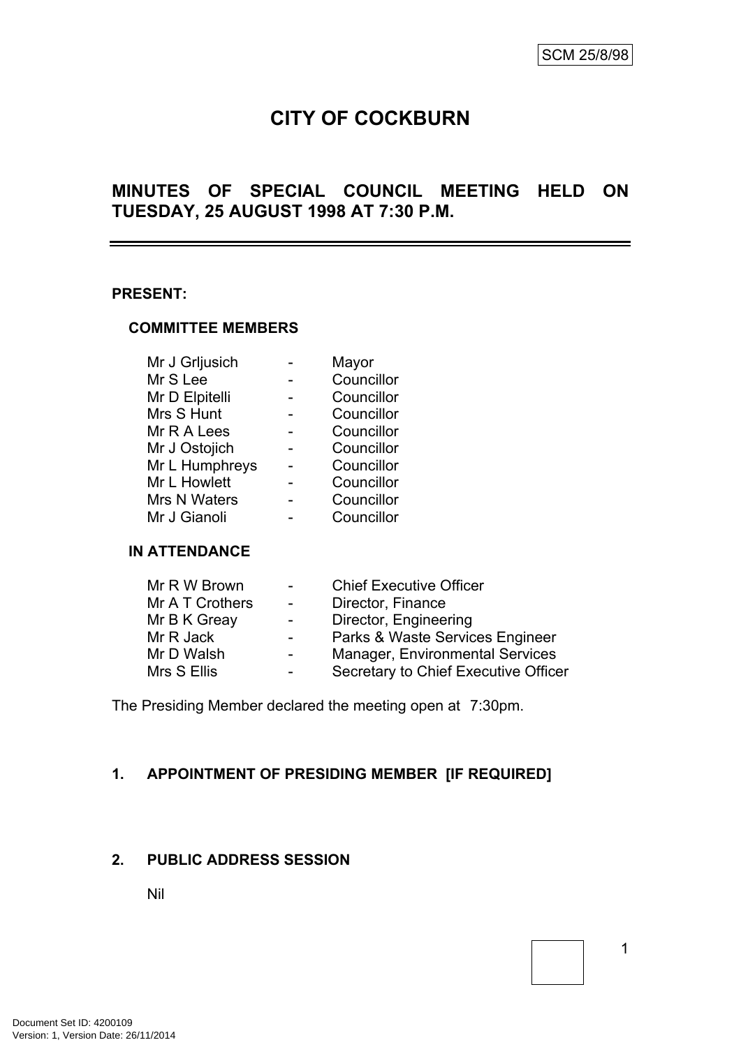SCM 25/8/98

# CITY OF COCKBURN

## MINUTES OF SPECIAL COUNCIL MEETING HELD ON TUESDAY, 25 AUGUST 1998 AT 7:30 P.M.

**PRESENT:**

**COMMITTEE MEMBERS**

| | | |
|---|---|---|
| Mr J Grljusich | - | Mayor |
| Mr S Lee | - | Councillor |
| Mr D Elpitelli | - | Councillor |
| Mrs S Hunt | - | Councillor |
| Mr R A Lees | - | Councillor |
| Mr J Ostojich | - | Councillor |
| Mr L Humphreys | - | Councillor |
| Mr L Howlett | - | Councillor |
| Mrs N Waters | - | Councillor |
| Mr J Gianoli | - | Councillor |

**IN ATTENDANCE**

| | | |
|---|---|---|
| Mr R W Brown | - | Chief Executive Officer |
| Mr A T Crothers | - | Director, Finance |
| Mr B K Greay | - | Director, Engineering |
| Mr R Jack | - | Parks & Waste Services Engineer |
| Mr D Walsh | - | Manager, Environmental Services |
| Mrs S Ellis | - | Secretary to Chief Executive Officer |

The Presiding Member declared the meeting open at 7:30pm.

### 1. APPOINTMENT OF PRESIDING MEMBER [IF REQUIRED]

### 2. PUBLIC ADDRESS SESSION

Nil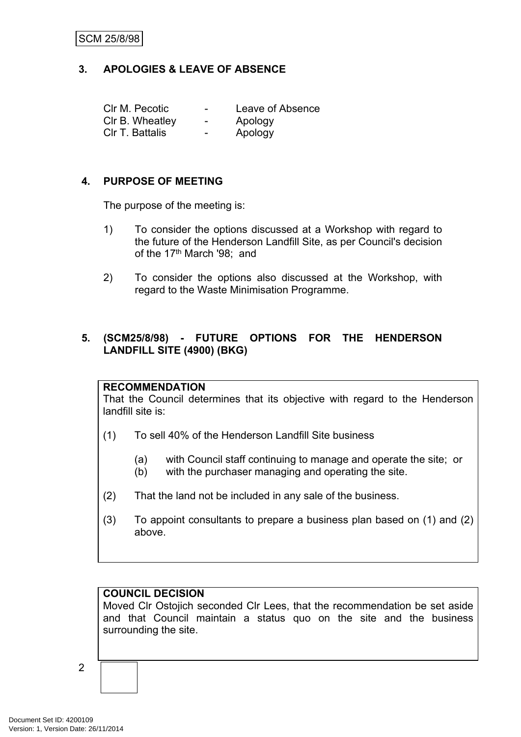## 3. APOLOGIES & LEAVE OF ABSENCE

| | | |
|---|---|---|
| Clr M. Pecotic | - | Leave of Absence |
| Clr B. Wheatley | - | Apology |
| Clr T. Battalis | - | Apology |

## 4. PURPOSE OF MEETING

The purpose of the meeting is:

1) To consider the options discussed at a Workshop with regard to the future of the Henderson Landfill Site, as per Council's decision of the 17th March '98; and

2) To consider the options also discussed at the Workshop, with regard to the Waste Minimisation Programme.

## 5. (SCM25/8/98) - FUTURE OPTIONS FOR THE HENDERSON LANDFILL SITE (4900) (BKG)

**RECOMMENDATION**

That the Council determines that its objective with regard to the Henderson landfill site is:

(1) To sell 40% of the Henderson Landfill Site business

   (a) with Council staff continuing to manage and operate the site; or
   (b) with the purchaser managing and operating the site.

(2) That the land not be included in any sale of the business.

(3) To appoint consultants to prepare a business plan based on (1) and (2) above.

**COUNCIL DECISION**

Moved Clr Ostojich seconded Clr Lees, that the recommendation be set aside and that Council maintain a status quo on the site and the business surrounding the site.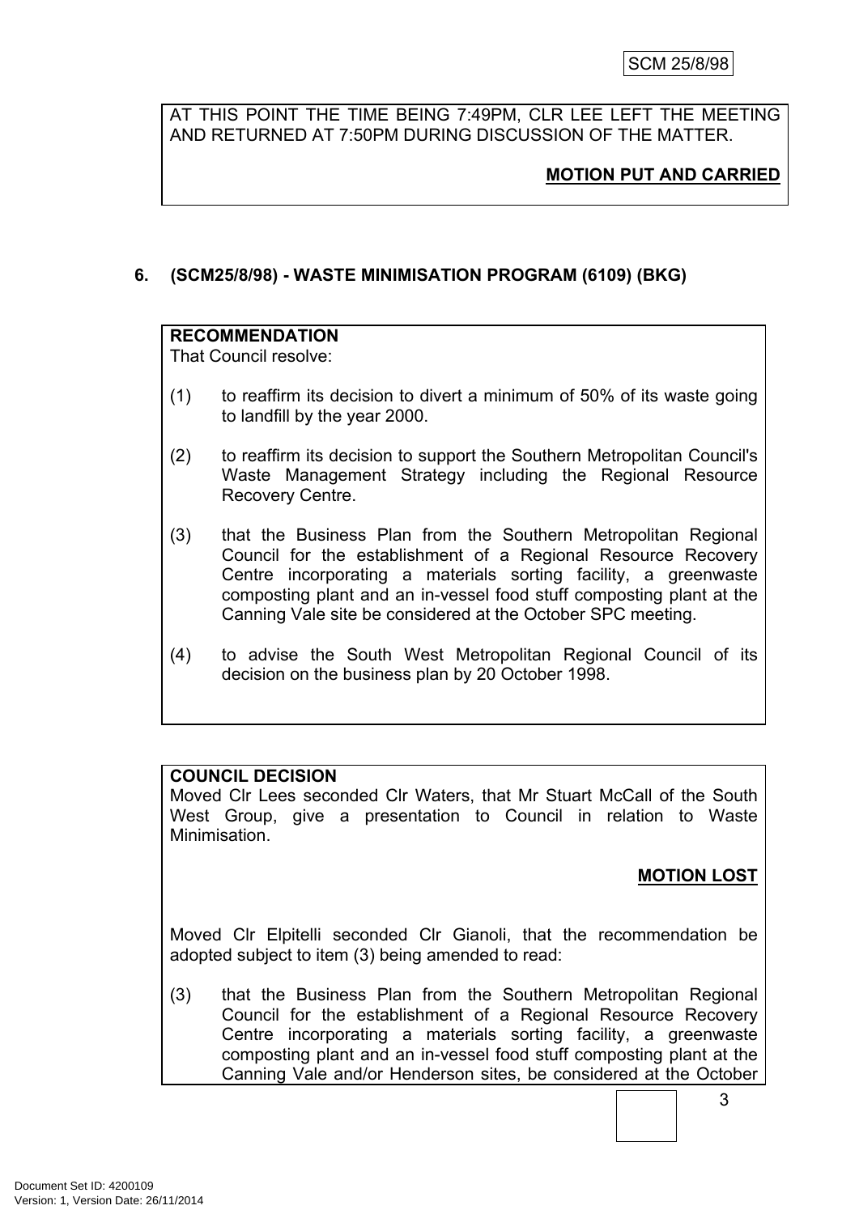AT THIS POINT THE TIME BEING 7:49PM, CLR LEE LEFT THE MEETING AND RETURNED AT 7:50PM DURING DISCUSSION OF THE MATTER.

**MOTION PUT AND CARRIED**

### 6. (SCM25/8/98) - WASTE MINIMISATION PROGRAM (6109) (BKG)

**RECOMMENDATION**

That Council resolve:

(1) to reaffirm its decision to divert a minimum of 50% of its waste going to landfill by the year 2000.

(2) to reaffirm its decision to support the Southern Metropolitan Council's Waste Management Strategy including the Regional Resource Recovery Centre.

(3) that the Business Plan from the Southern Metropolitan Regional Council for the establishment of a Regional Resource Recovery Centre incorporating a materials sorting facility, a greenwaste composting plant and an in-vessel food stuff composting plant at the Canning Vale site be considered at the October SPC meeting.

(4) to advise the South West Metropolitan Regional Council of its decision on the business plan by 20 October 1998.

**COUNCIL DECISION**

Moved Clr Lees seconded Clr Waters, that Mr Stuart McCall of the South West Group, give a presentation to Council in relation to Waste Minimisation.

**MOTION LOST**

Moved Clr Elpitelli seconded Clr Gianoli, that the recommendation be adopted subject to item (3) being amended to read:

(3) that the Business Plan from the Southern Metropolitan Regional Council for the establishment of a Regional Resource Recovery Centre incorporating a materials sorting facility, a greenwaste composting plant and an in-vessel food stuff composting plant at the Canning Vale and/or Henderson sites, be considered at the October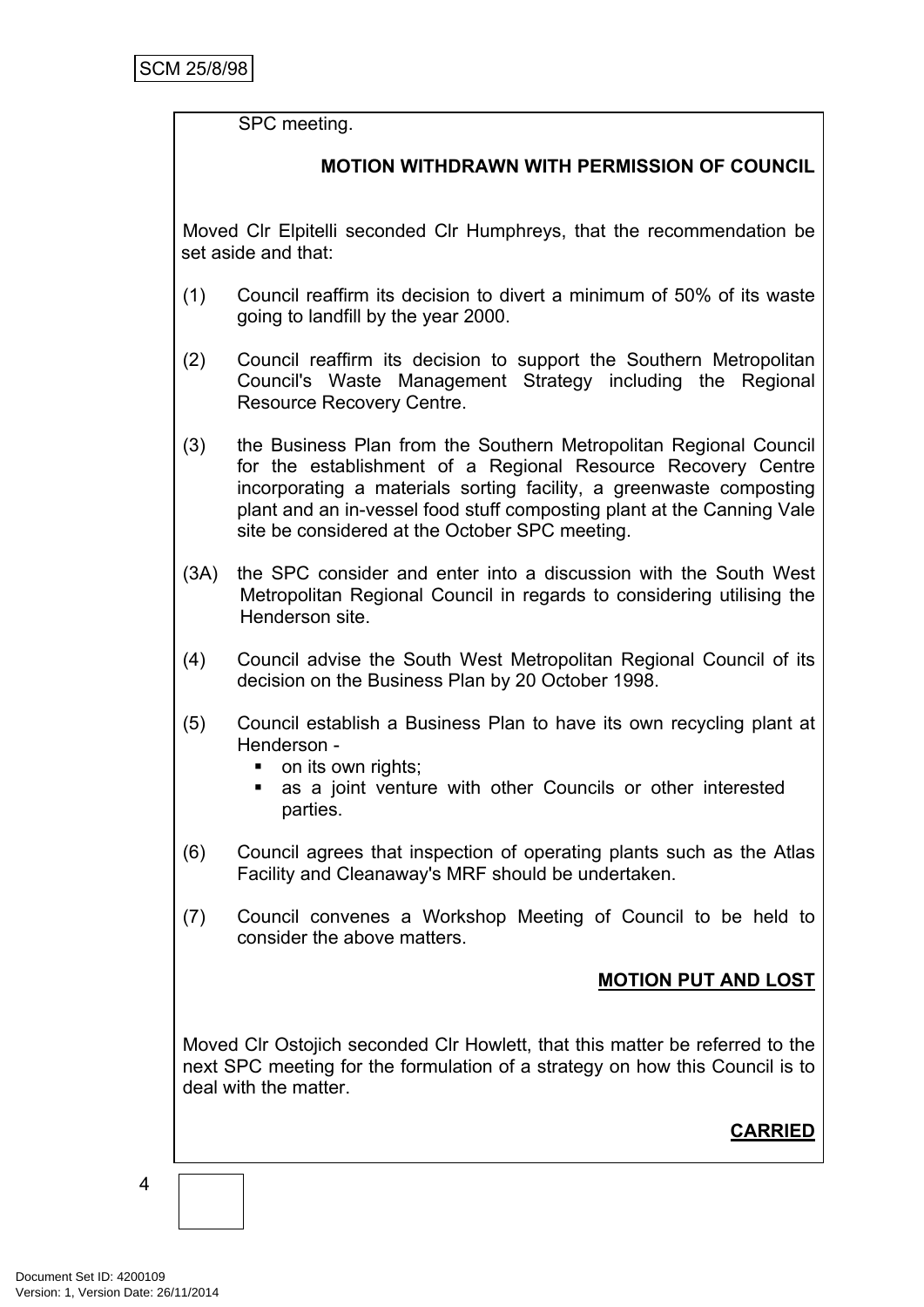SPC meeting.

**MOTION WITHDRAWN WITH PERMISSION OF COUNCIL**

Moved Clr Elpitelli seconded Clr Humphreys, that the recommendation be set aside and that:

(1) Council reaffirm its decision to divert a minimum of 50% of its waste going to landfill by the year 2000.

(2) Council reaffirm its decision to support the Southern Metropolitan Council's Waste Management Strategy including the Regional Resource Recovery Centre.

(3) the Business Plan from the Southern Metropolitan Regional Council for the establishment of a Regional Resource Recovery Centre incorporating a materials sorting facility, a greenwaste composting plant and an in-vessel food stuff composting plant at the Canning Vale site be considered at the October SPC meeting.

(3A) the SPC consider and enter into a discussion with the South West Metropolitan Regional Council in regards to considering utilising the Henderson site.

(4) Council advise the South West Metropolitan Regional Council of its decision on the Business Plan by 20 October 1998.

(5) Council establish a Business Plan to have its own recycling plant at Henderson -
   - on its own rights;
   - as a joint venture with other Councils or other interested parties.

(6) Council agrees that inspection of operating plants such as the Atlas Facility and Cleanaway's MRF should be undertaken.

(7) Council convenes a Workshop Meeting of Council to be held to consider the above matters.

**MOTION PUT AND LOST**

Moved Clr Ostojich seconded Clr Howlett, that this matter be referred to the next SPC meeting for the formulation of a strategy on how this Council is to deal with the matter.

**CARRIED**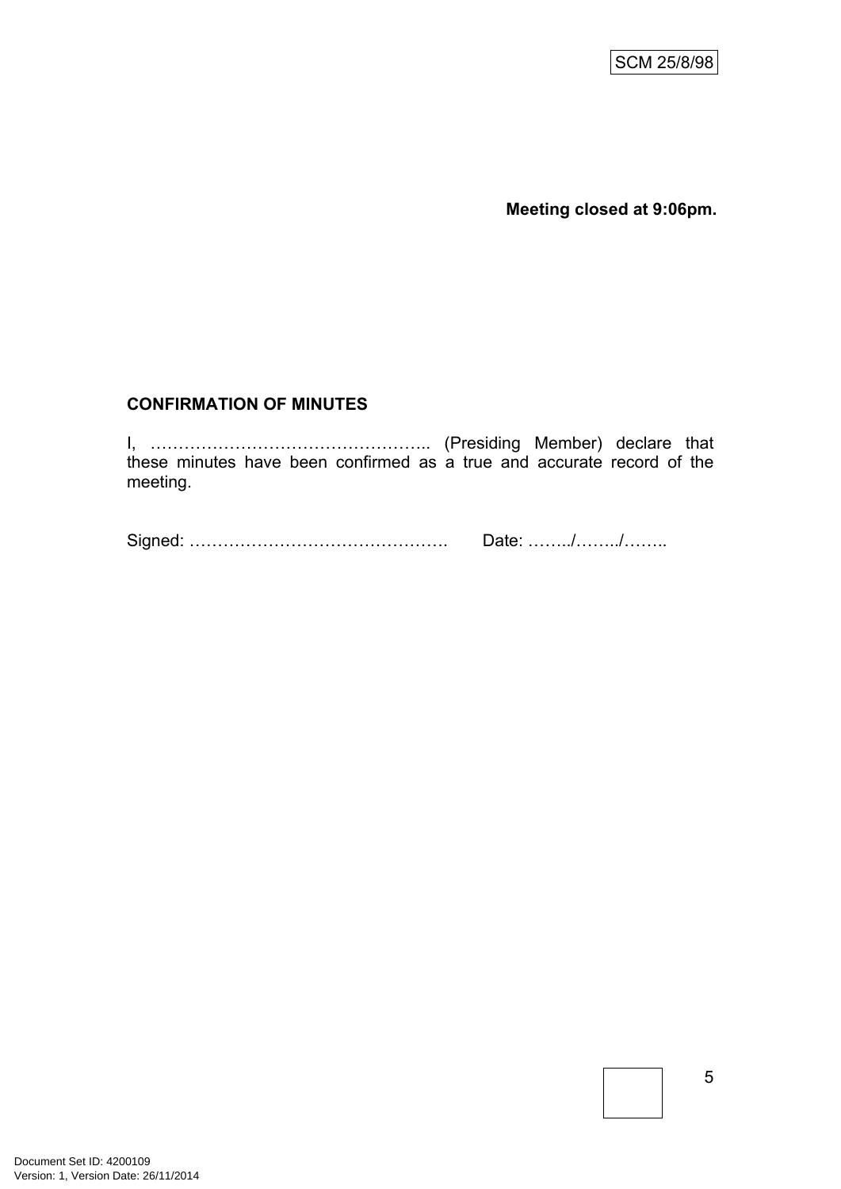**Meeting closed at 9:06pm.**

**CONFIRMATION OF MINUTES**

I, ………………………………………….. (Presiding Member) declare that these minutes have been confirmed as a true and accurate record of the meeting.

Signed: ………………………………………. Date: ……../……../……..